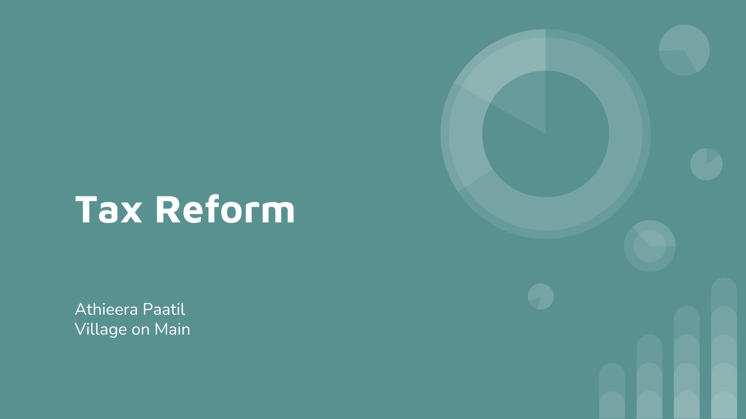# Tax Reform

Athieera Paatil
Village on Main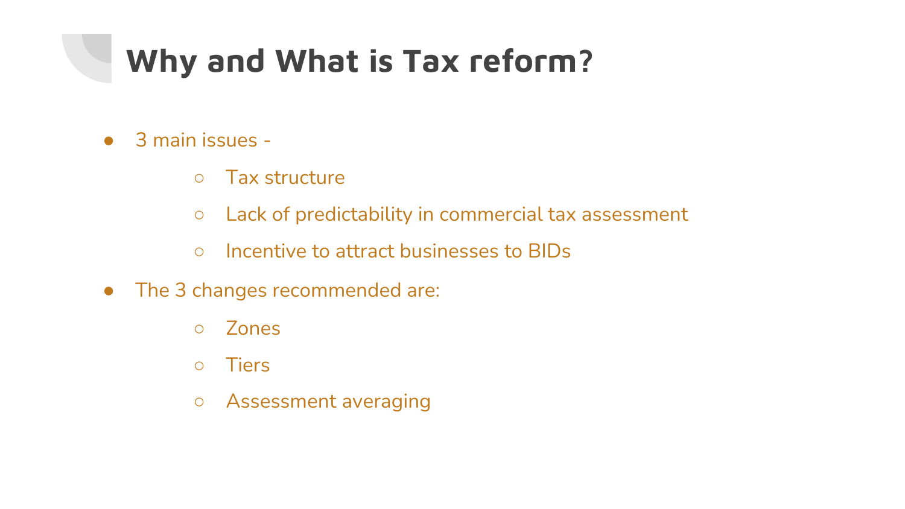# Why and What is Tax reform?

- 3 main issues -
  - Tax structure
  - Lack of predictability in commercial tax assessment
  - Incentive to attract businesses to BIDs
- The 3 changes recommended are:
  - Zones
  - Tiers
  - Assessment averaging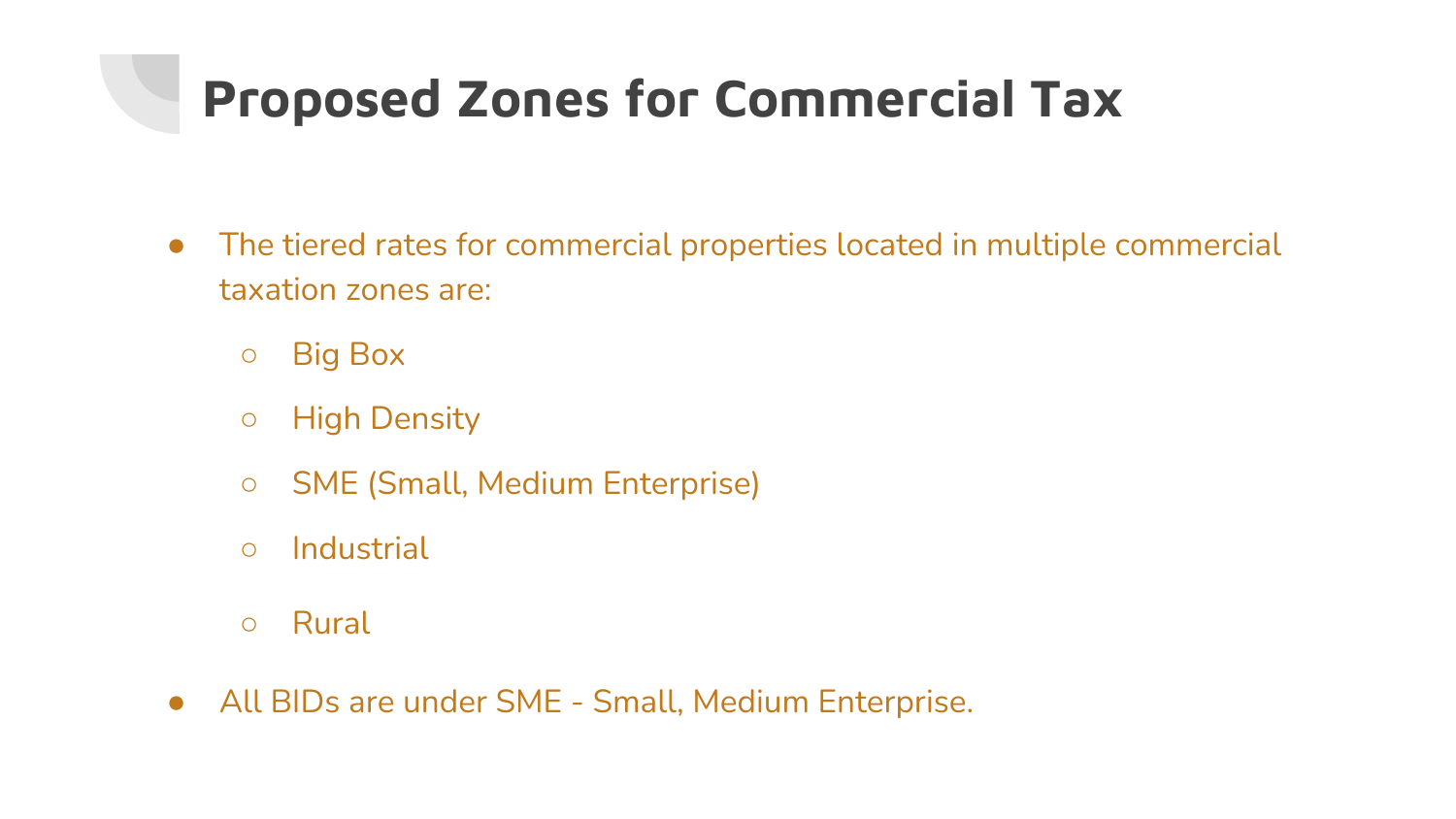# Proposed Zones for Commercial Tax

- The tiered rates for commercial properties located in multiple commercial taxation zones are:
  - Big Box
  - High Density
  - SME (Small, Medium Enterprise)
  - Industrial
  - Rural
- All BIDs are under SME - Small, Medium Enterprise.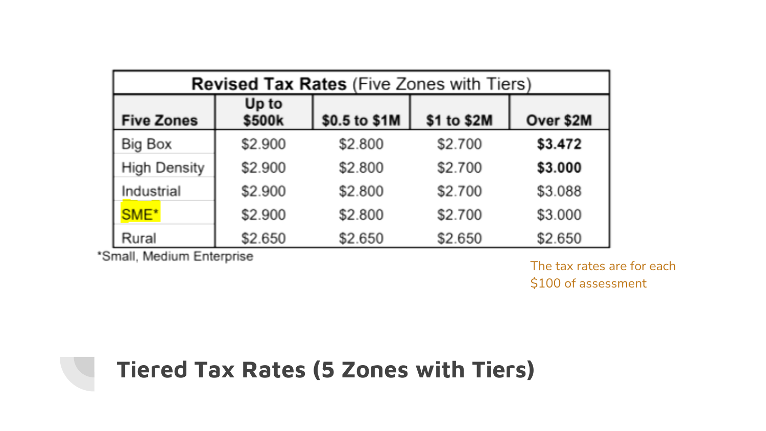# Tiered Tax Rates (5 Zones with Tiers)

| **Revised Tax Rates** (Five Zones with Tiers) | | | | |
|---|---|---|---|---|
| **Five Zones** | **Up to $500k** | **$0.5 to $1M** | **$1 to $2M** | **Over $2M** |
| Big Box | $2.900 | $2.800 | $2.700 | **$3.472** |
| High Density | $2.900 | $2.800 | $2.700 | **$3.000** |
| Industrial | $2.900 | $2.800 | $2.700 | $3.088 |
| SME* | $2.900 | $2.800 | $2.700 | $3.000 |
| Rural | $2.650 | $2.650 | $2.650 | $2.650 |

*Small, Medium Enterprise

The tax rates are for each $100 of assessment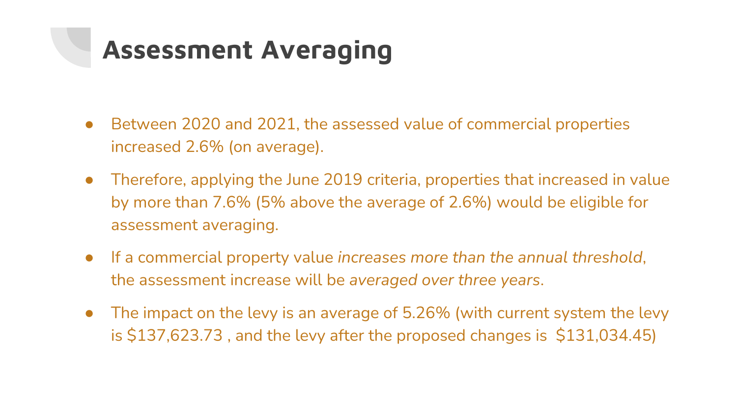# Assessment Averaging

- Between 2020 and 2021, the assessed value of commercial properties increased 2.6% (on average).
- Therefore, applying the June 2019 criteria, properties that increased in value by more than 7.6% (5% above the average of 2.6%) would be eligible for assessment averaging.
- If a commercial property value *increases more than the annual threshold*, the assessment increase will be *averaged over three years*.
- The impact on the levy is an average of 5.26% (with current system the levy is $137,623.73 , and the levy after the proposed changes is $131,034.45)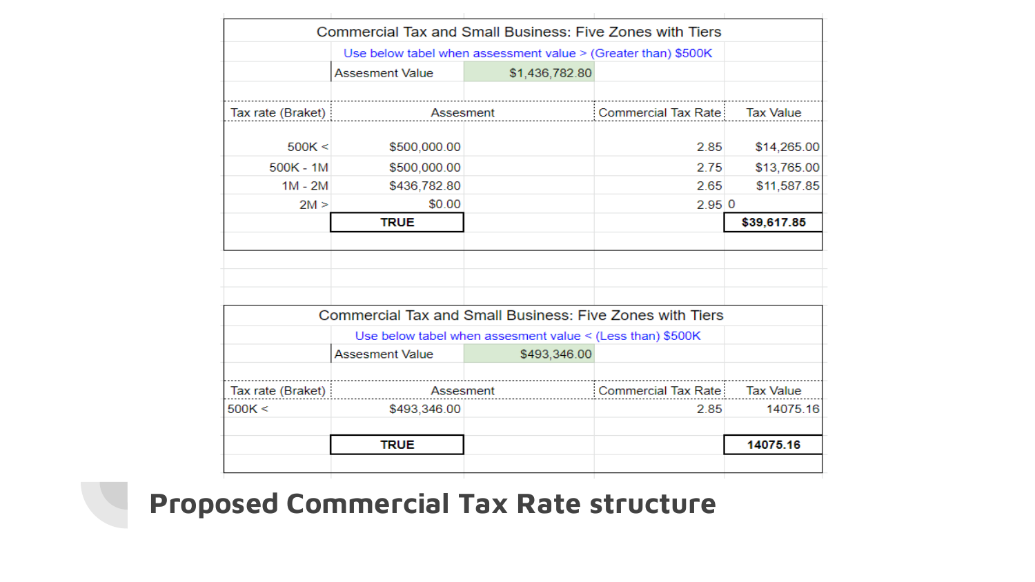### Commercial Tax and Small Business: Five Zones with Tiers

Use below tabel when assessment value > (Greater than) $500K

| | Assesment Value | $1,436,782.80 | |
|---|---|---|---|

| Tax rate (Braket) | Assesment | Commercial Tax Rate | Tax Value |
|---|---|---|---|
| 500K < | $500,000.00 | 2.85 | $14,265.00 |
| 500K - 1M | $500,000.00 | 2.75 | $13,765.00 |
| 1M - 2M | $436,782.80 | 2.65 | $11,587.85 |
| 2M > | $0.00 | 2.95 | 0 |
| | **TRUE** | | **$39,617.85** |

### Commercial Tax and Small Business: Five Zones with Tiers

Use below tabel when assesment value < (Less than) $500K

| | Assesment Value | $493,346.00 | |
|---|---|---|---|

| Tax rate (Braket) | Assesment | Commercial Tax Rate | Tax Value |
|---|---|---|---|
| 500K < | $493,346.00 | 2.85 | 14075.16 |
| | **TRUE** | | **14075.16** |

# Proposed Commercial Tax Rate structure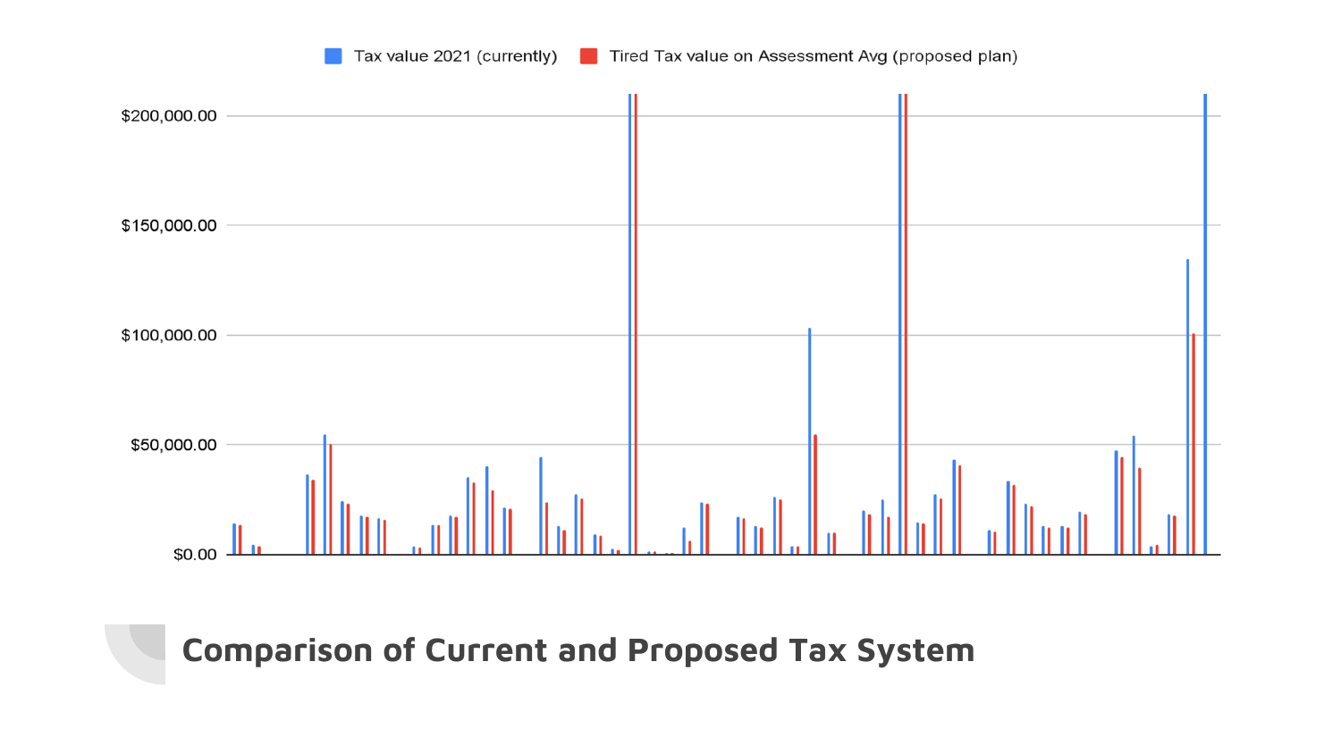Tax value 2021 (currently) | Tired Tax value on Assessment Avg (proposed plan)

$200,000.00

$150,000.00

$100,000.00

$50,000.00

$0.00

## Comparison of Current and Proposed Tax System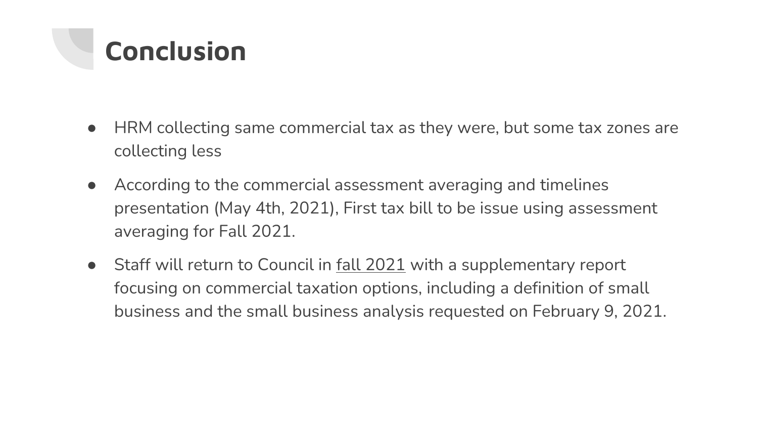# Conclusion

- HRM collecting same commercial tax as they were, but some tax zones are collecting less
- According to the commercial assessment averaging and timelines presentation (May 4th, 2021), First tax bill to be issue using assessment averaging for Fall 2021.
- Staff will return to Council in fall 2021 with a supplementary report focusing on commercial taxation options, including a definition of small business and the small business analysis requested on February 9, 2021.